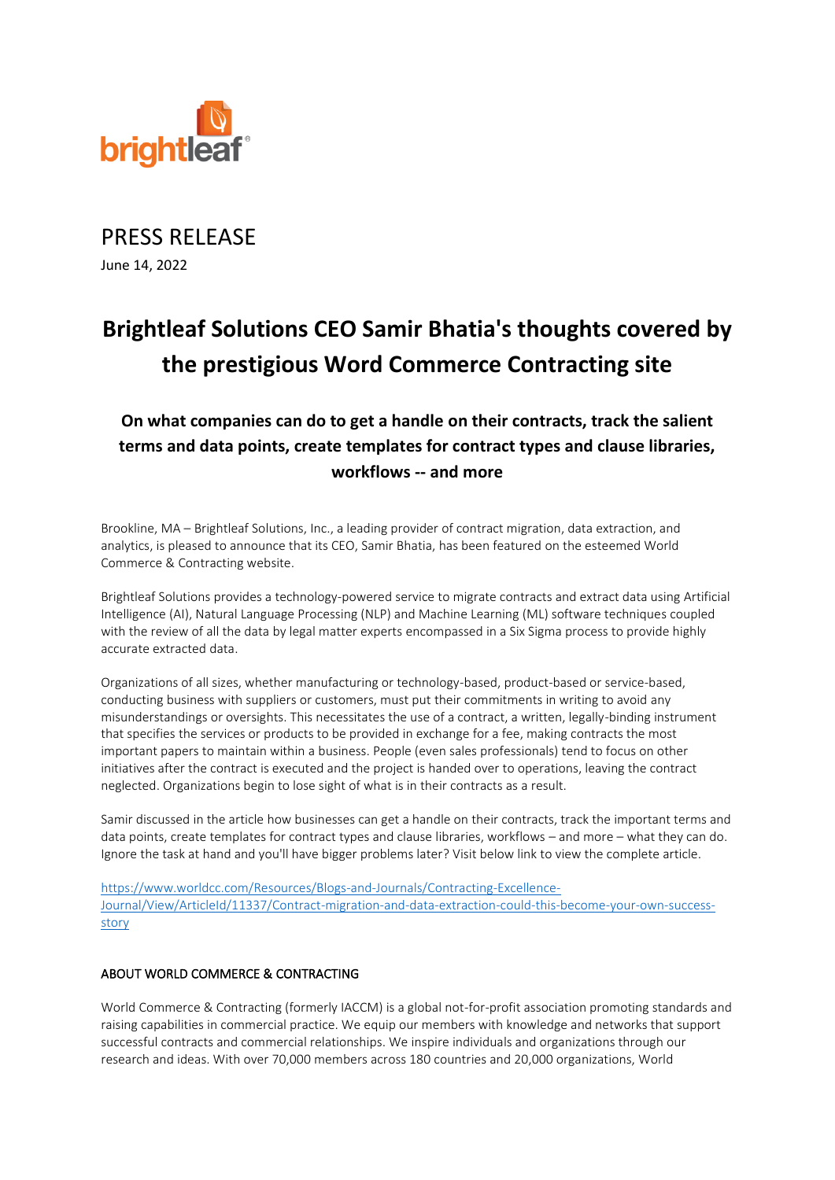brightleaf

# PRESS RELEASE

June 14, 2022

# Brightleaf Solutions CEO Samir Bhatia's thoughts covered by the prestigious Word Commerce Contracting site

## On what companies can do to get a handle on their contracts, track the salient terms and data points, create templates for contract types and clause libraries, workflows -- and more

Brookline, MA – Brightleaf Solutions, Inc., a leading provider of contract migration, data extraction, and analytics, is pleased to announce that its CEO, Samir Bhatia, has been featured on the esteemed World Commerce & Contracting website.

Brightleaf Solutions provides a technology-powered service to migrate contracts and extract data using Artificial Intelligence (AI), Natural Language Processing (NLP) and Machine Learning (ML) software techniques coupled with the review of all the data by legal matter experts encompassed in a Six Sigma process to provide highly accurate extracted data.

Organizations of all sizes, whether manufacturing or technology-based, product-based or service-based, conducting business with suppliers or customers, must put their commitments in writing to avoid any misunderstandings or oversights. This necessitates the use of a contract, a written, legally-binding instrument that specifies the services or products to be provided in exchange for a fee, making contracts the most important papers to maintain within a business. People (even sales professionals) tend to focus on other initiatives after the contract is executed and the project is handed over to operations, leaving the contract neglected. Organizations begin to lose sight of what is in their contracts as a result.

Samir discussed in the article how businesses can get a handle on their contracts, track the important terms and data points, create templates for contract types and clause libraries, workflows – and more – what they can do. Ignore the task at hand and you'll have bigger problems later? Visit below link to view the complete article.

[https://www.worldcc.com/Resources/Blogs-and-Journals/Contracting-Excellence-Journal/View/ArticleId/11337/Contract-migration-and-data-extraction-could-this-become-your-own-success-story](https://www.worldcc.com/Resources/Blogs-and-Journals/Contracting-Excellence-Journal/View/ArticleId/11337/Contract-migration-and-data-extraction-could-this-become-your-own-success-story)

### ABOUT WORLD COMMERCE & CONTRACTING

World Commerce & Contracting (formerly IACCM) is a global not-for-profit association promoting standards and raising capabilities in commercial practice. We equip our members with knowledge and networks that support successful contracts and commercial relationships. We inspire individuals and organizations through our research and ideas. With over 70,000 members across 180 countries and 20,000 organizations, World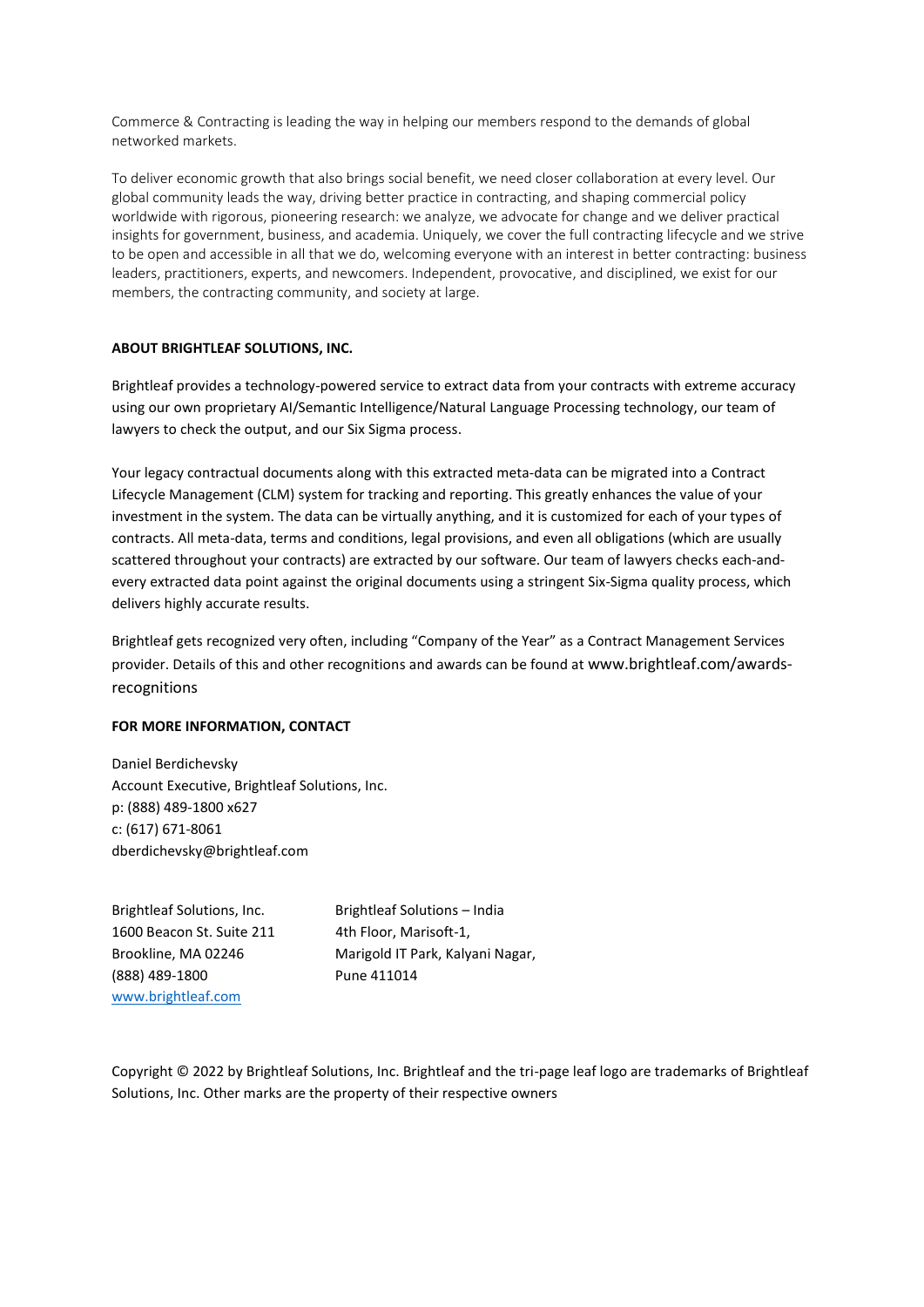Commerce & Contracting is leading the way in helping our members respond to the demands of global networked markets.

To deliver economic growth that also brings social benefit, we need closer collaboration at every level. Our global community leads the way, driving better practice in contracting, and shaping commercial policy worldwide with rigorous, pioneering research: we analyze, we advocate for change and we deliver practical insights for government, business, and academia. Uniquely, we cover the full contracting lifecycle and we strive to be open and accessible in all that we do, welcoming everyone with an interest in better contracting: business leaders, practitioners, experts, and newcomers. Independent, provocative, and disciplined, we exist for our members, the contracting community, and society at large.

**ABOUT BRIGHTLEAF SOLUTIONS, INC.**

Brightleaf provides a technology-powered service to extract data from your contracts with extreme accuracy using our own proprietary AI/Semantic Intelligence/Natural Language Processing technology, our team of lawyers to check the output, and our Six Sigma process.

Your legacy contractual documents along with this extracted meta-data can be migrated into a Contract Lifecycle Management (CLM) system for tracking and reporting. This greatly enhances the value of your investment in the system. The data can be virtually anything, and it is customized for each of your types of contracts. All meta-data, terms and conditions, legal provisions, and even all obligations (which are usually scattered throughout your contracts) are extracted by our software. Our team of lawyers checks each-and-every extracted data point against the original documents using a stringent Six-Sigma quality process, which delivers highly accurate results.

Brightleaf gets recognized very often, including "Company of the Year" as a Contract Management Services provider. Details of this and other recognitions and awards can be found at www.brightleaf.com/awards-recognitions

**FOR MORE INFORMATION, CONTACT**

Daniel Berdichevsky
Account Executive, Brightleaf Solutions, Inc.
p: (888) 489-1800 x627
c: (617) 671-8061
dberdichevsky@brightleaf.com

Brightleaf Solutions, Inc.
1600 Beacon St. Suite 211
Brookline, MA 02246
(888) 489-1800
www.brightleaf.com

Brightleaf Solutions – India
4th Floor, Marisoft-1,
Marigold IT Park, Kalyani Nagar,
Pune 411014

Copyright © 2022 by Brightleaf Solutions, Inc. Brightleaf and the tri-page leaf logo are trademarks of Brightleaf Solutions, Inc. Other marks are the property of their respective owners